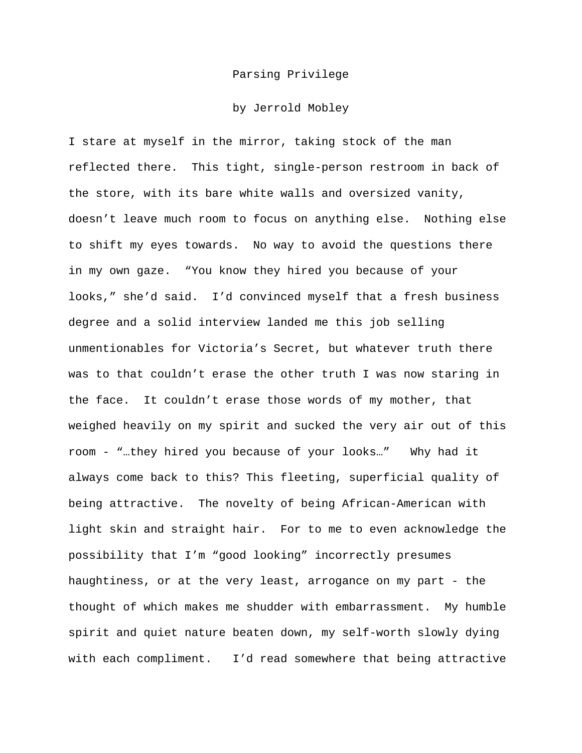# Parsing Privilege

by Jerrold Mobley

I stare at myself in the mirror, taking stock of the man reflected there. This tight, single-person restroom in back of the store, with its bare white walls and oversized vanity, doesn't leave much room to focus on anything else. Nothing else to shift my eyes towards. No way to avoid the questions there in my own gaze. "You know they hired you because of your looks," she'd said. I'd convinced myself that a fresh business degree and a solid interview landed me this job selling unmentionables for Victoria's Secret, but whatever truth there was to that couldn't erase the other truth I was now staring in the face. It couldn't erase those words of my mother, that weighed heavily on my spirit and sucked the very air out of this room - "…they hired you because of your looks…" Why had it always come back to this? This fleeting, superficial quality of being attractive. The novelty of being African-American with light skin and straight hair. For to me to even acknowledge the possibility that I'm "good looking" incorrectly presumes haughtiness, or at the very least, arrogance on my part - the thought of which makes me shudder with embarrassment. My humble spirit and quiet nature beaten down, my self-worth slowly dying with each compliment. I'd read somewhere that being attractive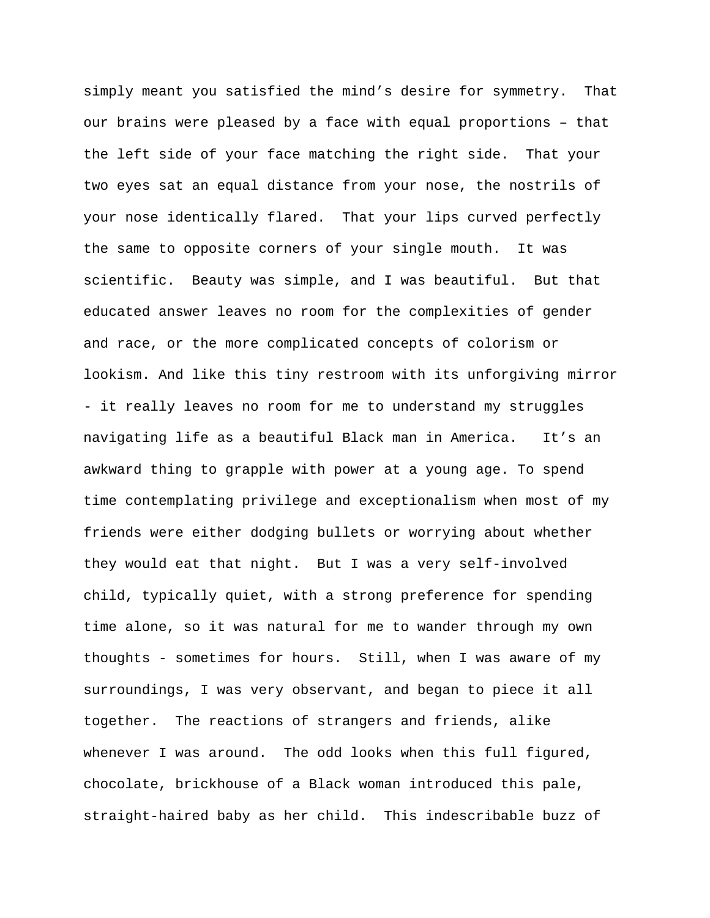simply meant you satisfied the mind's desire for symmetry. That our brains were pleased by a face with equal proportions – that the left side of your face matching the right side. That your two eyes sat an equal distance from your nose, the nostrils of your nose identically flared. That your lips curved perfectly the same to opposite corners of your single mouth. It was scientific. Beauty was simple, and I was beautiful. But that educated answer leaves no room for the complexities of gender and race, or the more complicated concepts of colorism or lookism. And like this tiny restroom with its unforgiving mirror - it really leaves no room for me to understand my struggles navigating life as a beautiful Black man in America. It's an awkward thing to grapple with power at a young age. To spend time contemplating privilege and exceptionalism when most of my friends were either dodging bullets or worrying about whether they would eat that night. But I was a very self-involved child, typically quiet, with a strong preference for spending time alone, so it was natural for me to wander through my own thoughts - sometimes for hours. Still, when I was aware of my surroundings, I was very observant, and began to piece it all together. The reactions of strangers and friends, alike whenever I was around. The odd looks when this full figured, chocolate, brickhouse of a Black woman introduced this pale, straight-haired baby as her child. This indescribable buzz of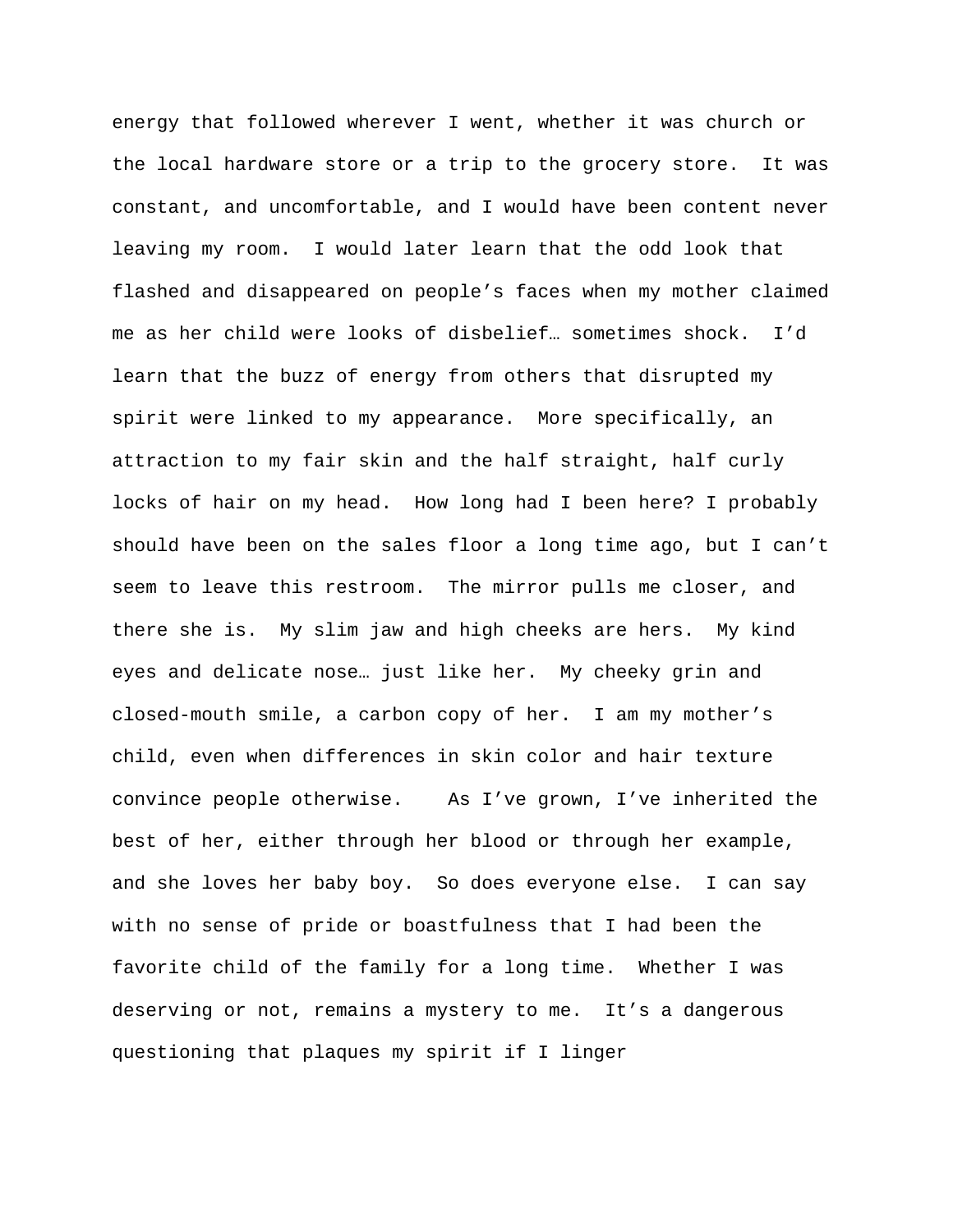energy that followed wherever I went, whether it was church or the local hardware store or a trip to the grocery store. It was constant, and uncomfortable, and I would have been content never leaving my room. I would later learn that the odd look that flashed and disappeared on people's faces when my mother claimed me as her child were looks of disbelief… sometimes shock. I'd learn that the buzz of energy from others that disrupted my spirit were linked to my appearance. More specifically, an attraction to my fair skin and the half straight, half curly locks of hair on my head. How long had I been here? I probably should have been on the sales floor a long time ago, but I can't seem to leave this restroom. The mirror pulls me closer, and there she is. My slim jaw and high cheeks are hers. My kind eyes and delicate nose… just like her. My cheeky grin and closed-mouth smile, a carbon copy of her. I am my mother's child, even when differences in skin color and hair texture convince people otherwise. As I've grown, I've inherited the best of her, either through her blood or through her example, and she loves her baby boy. So does everyone else. I can say with no sense of pride or boastfulness that I had been the favorite child of the family for a long time. Whether I was deserving or not, remains a mystery to me. It's a dangerous questioning that plaques my spirit if I linger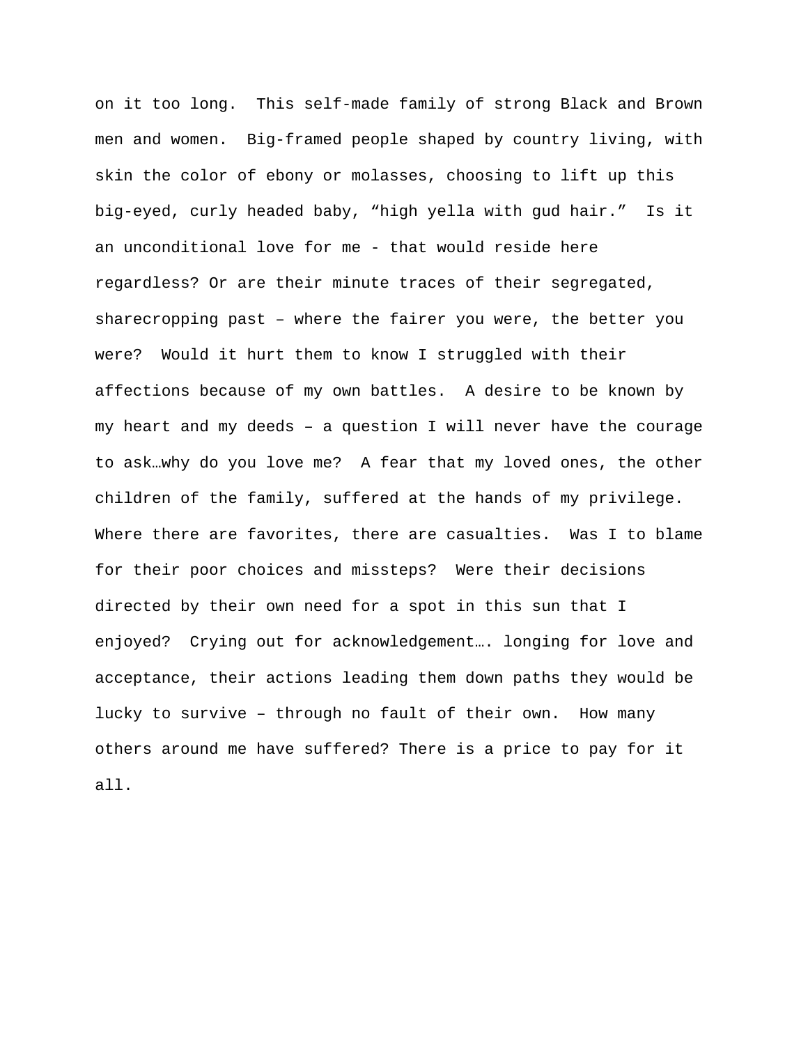on it too long. This self-made family of strong Black and Brown men and women. Big-framed people shaped by country living, with skin the color of ebony or molasses, choosing to lift up this big-eyed, curly headed baby, “high yella with gud hair.” Is it an unconditional love for me - that would reside here regardless? Or are their minute traces of their segregated, sharecropping past – where the fairer you were, the better you were? Would it hurt them to know I struggled with their affections because of my own battles. A desire to be known by my heart and my deeds – a question I will never have the courage to ask…why do you love me? A fear that my loved ones, the other children of the family, suffered at the hands of my privilege. Where there are favorites, there are casualties. Was I to blame for their poor choices and missteps? Were their decisions directed by their own need for a spot in this sun that I enjoyed? Crying out for acknowledgement…. longing for love and acceptance, their actions leading them down paths they would be lucky to survive – through no fault of their own. How many others around me have suffered? There is a price to pay for it all.